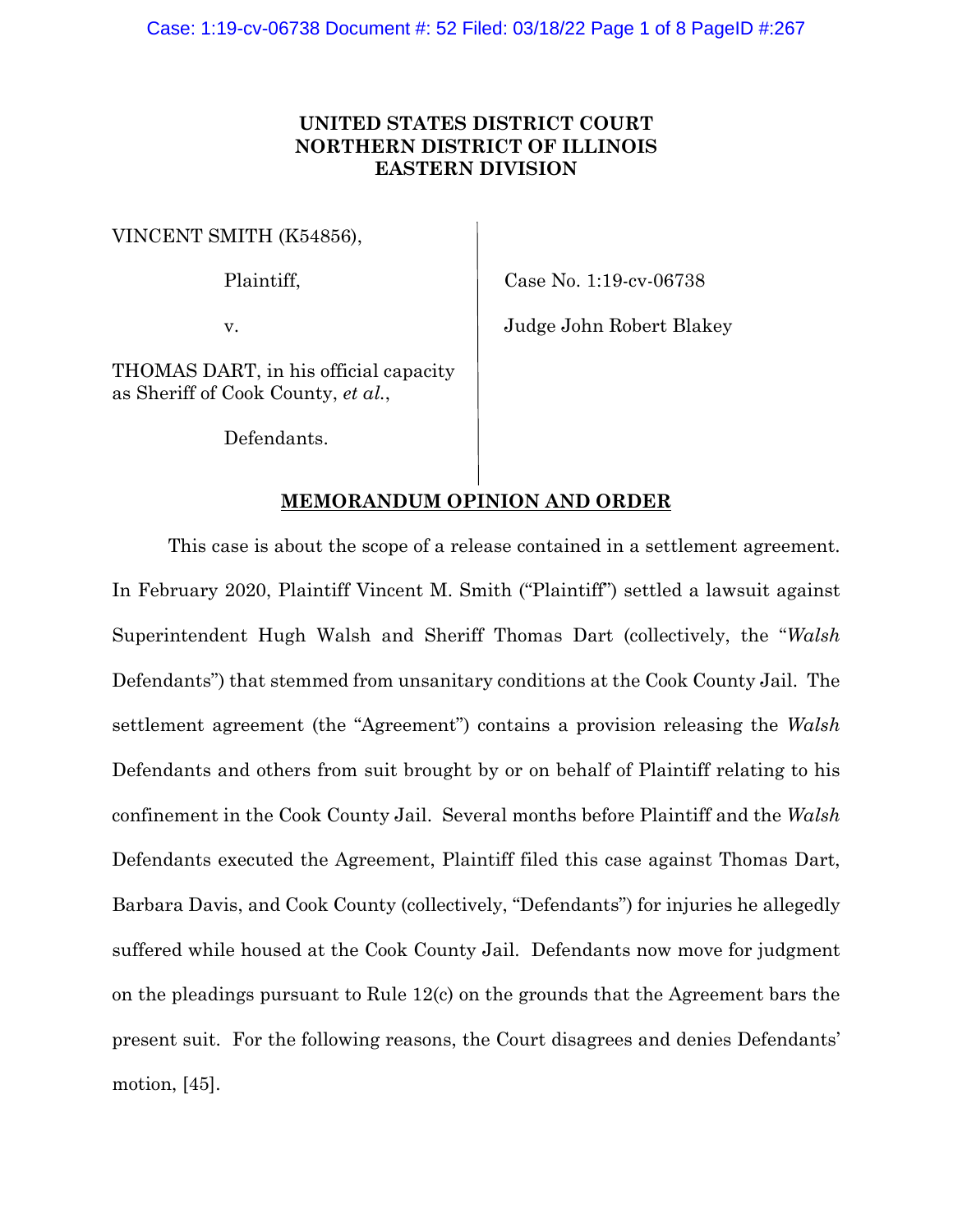**UNITED STATES DISTRICT COURT**
**NORTHERN DISTRICT OF ILLINOIS**
**EASTERN DIVISION**

VINCENT SMITH (K54856),

Plaintiff,

v.

THOMAS DART, in his official capacity as Sheriff of Cook County, *et al.*,

Defendants.

Case No. 1:19-cv-06738

Judge John Robert Blakey

## MEMORANDUM OPINION AND ORDER

This case is about the scope of a release contained in a settlement agreement. In February 2020, Plaintiff Vincent M. Smith ("Plaintiff") settled a lawsuit against Superintendent Hugh Walsh and Sheriff Thomas Dart (collectively, the "*Walsh* Defendants") that stemmed from unsanitary conditions at the Cook County Jail. The settlement agreement (the "Agreement") contains a provision releasing the *Walsh* Defendants and others from suit brought by or on behalf of Plaintiff relating to his confinement in the Cook County Jail. Several months before Plaintiff and the *Walsh* Defendants executed the Agreement, Plaintiff filed this case against Thomas Dart, Barbara Davis, and Cook County (collectively, "Defendants") for injuries he allegedly suffered while housed at the Cook County Jail. Defendants now move for judgment on the pleadings pursuant to Rule 12(c) on the grounds that the Agreement bars the present suit. For the following reasons, the Court disagrees and denies Defendants' motion, [45].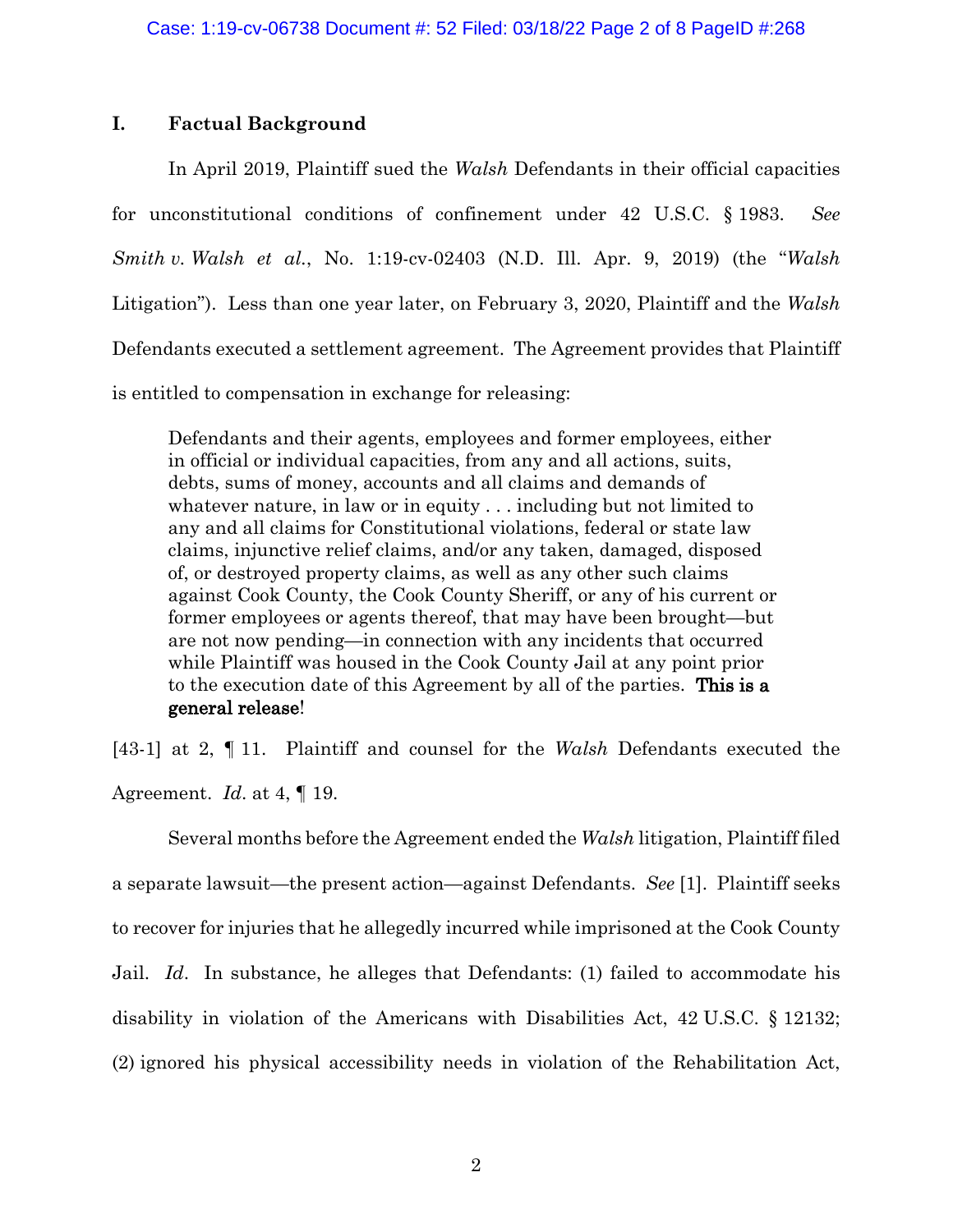## I. Factual Background

In April 2019, Plaintiff sued the *Walsh* Defendants in their official capacities for unconstitutional conditions of confinement under 42 U.S.C. § 1983. *See* *Smith v. Walsh et al.*, No. 1:19-cv-02403 (N.D. Ill. Apr. 9, 2019) (the "*Walsh* Litigation"). Less than one year later, on February 3, 2020, Plaintiff and the *Walsh* Defendants executed a settlement agreement. The Agreement provides that Plaintiff is entitled to compensation in exchange for releasing:

> Defendants and their agents, employees and former employees, either in official or individual capacities, from any and all actions, suits, debts, sums of money, accounts and all claims and demands of whatever nature, in law or in equity . . . including but not limited to any and all claims for Constitutional violations, federal or state law claims, injunctive relief claims, and/or any taken, damaged, disposed of, or destroyed property claims, as well as any other such claims against Cook County, the Cook County Sheriff, or any of his current or former employees or agents thereof, that may have been brought—but are not now pending—in connection with any incidents that occurred while Plaintiff was housed in the Cook County Jail at any point prior to the execution date of this Agreement by all of the parties. **This is a general release**!

[43-1] at 2, ¶ 11. Plaintiff and counsel for the *Walsh* Defendants executed the Agreement. *Id*. at 4, ¶ 19.

Several months before the Agreement ended the *Walsh* litigation, Plaintiff filed a separate lawsuit—the present action—against Defendants. *See* [1]. Plaintiff seeks to recover for injuries that he allegedly incurred while imprisoned at the Cook County Jail. *Id*. In substance, he alleges that Defendants: (1) failed to accommodate his disability in violation of the Americans with Disabilities Act, 42 U.S.C. § 12132; (2) ignored his physical accessibility needs in violation of the Rehabilitation Act,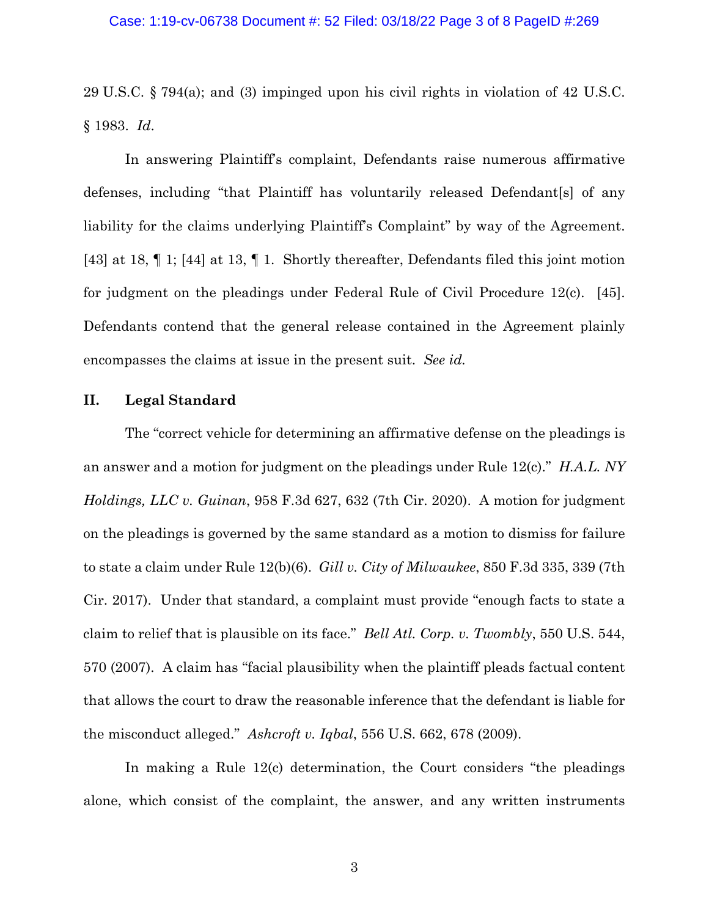29 U.S.C. § 794(a); and (3) impinged upon his civil rights in violation of 42 U.S.C. § 1983. *Id.*

In answering Plaintiff's complaint, Defendants raise numerous affirmative defenses, including "that Plaintiff has voluntarily released Defendant[s] of any liability for the claims underlying Plaintiff's Complaint" by way of the Agreement. [43] at 18, ¶ 1; [44] at 13, ¶ 1. Shortly thereafter, Defendants filed this joint motion for judgment on the pleadings under Federal Rule of Civil Procedure 12(c). [45]. Defendants contend that the general release contained in the Agreement plainly encompasses the claims at issue in the present suit. *See id.*

## II. Legal Standard

The "correct vehicle for determining an affirmative defense on the pleadings is an answer and a motion for judgment on the pleadings under Rule 12(c)." *H.A.L. NY Holdings, LLC v. Guinan*, 958 F.3d 627, 632 (7th Cir. 2020). A motion for judgment on the pleadings is governed by the same standard as a motion to dismiss for failure to state a claim under Rule 12(b)(6). *Gill v. City of Milwaukee*, 850 F.3d 335, 339 (7th Cir. 2017). Under that standard, a complaint must provide "enough facts to state a claim to relief that is plausible on its face." *Bell Atl. Corp. v. Twombly*, 550 U.S. 544, 570 (2007). A claim has "facial plausibility when the plaintiff pleads factual content that allows the court to draw the reasonable inference that the defendant is liable for the misconduct alleged." *Ashcroft v. Iqbal*, 556 U.S. 662, 678 (2009).

In making a Rule 12(c) determination, the Court considers "the pleadings alone, which consist of the complaint, the answer, and any written instruments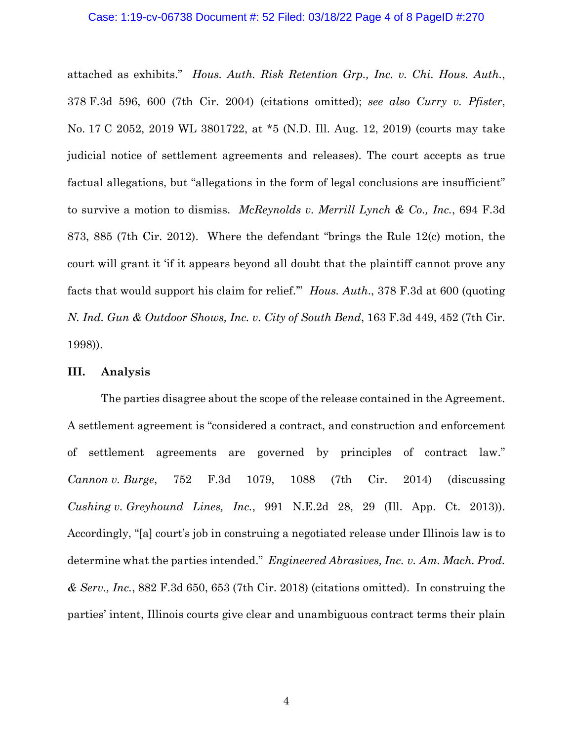attached as exhibits." *Hous. Auth. Risk Retention Grp., Inc. v. Chi. Hous. Auth.*, 378 F.3d 596, 600 (7th Cir. 2004) (citations omitted); *see also Curry v. Pfister*, No. 17 C 2052, 2019 WL 3801722, at *5 (N.D. Ill. Aug. 12, 2019) (courts may take judicial notice of settlement agreements and releases). The court accepts as true factual allegations, but "allegations in the form of legal conclusions are insufficient" to survive a motion to dismiss. *McReynolds v. Merrill Lynch & Co., Inc.*, 694 F.3d 873, 885 (7th Cir. 2012). Where the defendant "brings the Rule 12(c) motion, the court will grant it 'if it appears beyond all doubt that the plaintiff cannot prove any facts that would support his claim for relief.'" *Hous. Auth.*, 378 F.3d at 600 (quoting *N. Ind. Gun & Outdoor Shows, Inc. v. City of South Bend*, 163 F.3d 449, 452 (7th Cir. 1998)).

## III. Analysis

The parties disagree about the scope of the release contained in the Agreement. A settlement agreement is "considered a contract, and construction and enforcement of settlement agreements are governed by principles of contract law." *Cannon v. Burge*, 752 F.3d 1079, 1088 (7th Cir. 2014) (discussing *Cushing v. Greyhound Lines, Inc.*, 991 N.E.2d 28, 29 (Ill. App. Ct. 2013)). Accordingly, "[a] court's job in construing a negotiated release under Illinois law is to determine what the parties intended." *Engineered Abrasives, Inc. v. Am. Mach. Prod. & Serv., Inc.*, 882 F.3d 650, 653 (7th Cir. 2018) (citations omitted). In construing the parties' intent, Illinois courts give clear and unambiguous contract terms their plain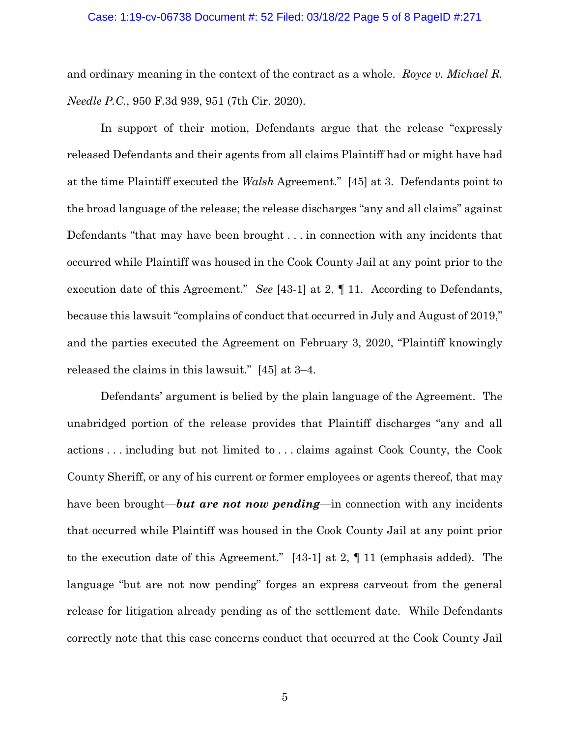and ordinary meaning in the context of the contract as a whole. *Royce v. Michael R. Needle P.C.*, 950 F.3d 939, 951 (7th Cir. 2020).

In support of their motion, Defendants argue that the release "expressly released Defendants and their agents from all claims Plaintiff had or might have had at the time Plaintiff executed the *Walsh* Agreement." [45] at 3. Defendants point to the broad language of the release; the release discharges "any and all claims" against Defendants "that may have been brought . . . in connection with any incidents that occurred while Plaintiff was housed in the Cook County Jail at any point prior to the execution date of this Agreement." *See* [43-1] at 2, ¶ 11. According to Defendants, because this lawsuit "complains of conduct that occurred in July and August of 2019," and the parties executed the Agreement on February 3, 2020, "Plaintiff knowingly released the claims in this lawsuit." [45] at 3–4.

Defendants' argument is belied by the plain language of the Agreement. The unabridged portion of the release provides that Plaintiff discharges "any and all actions . . . including but not limited to . . . claims against Cook County, the Cook County Sheriff, or any of his current or former employees or agents thereof, that may have been brought—***but are not now pending***—in connection with any incidents that occurred while Plaintiff was housed in the Cook County Jail at any point prior to the execution date of this Agreement." [43-1] at 2, ¶ 11 (emphasis added). The language "but are not now pending" forges an express carveout from the general release for litigation already pending as of the settlement date. While Defendants correctly note that this case concerns conduct that occurred at the Cook County Jail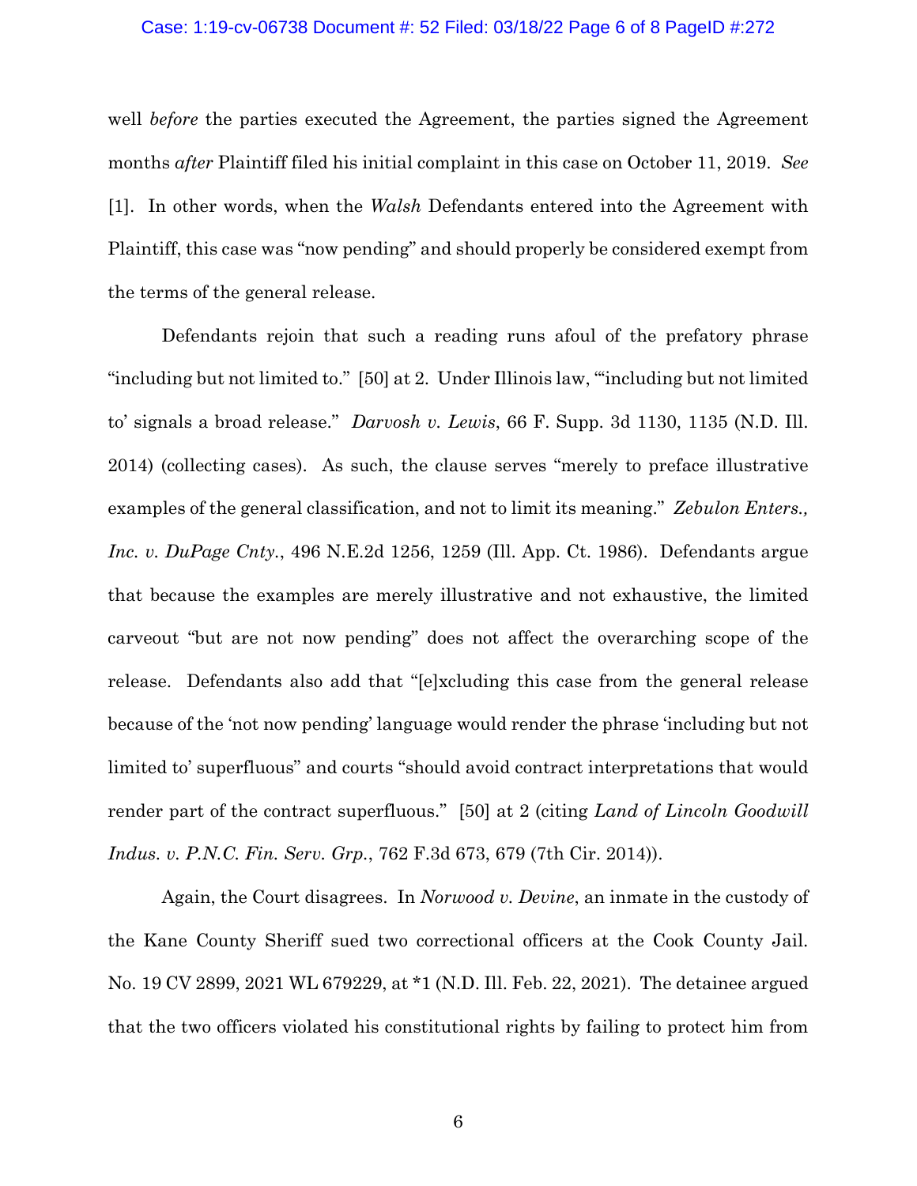well *before* the parties executed the Agreement, the parties signed the Agreement months *after* Plaintiff filed his initial complaint in this case on October 11, 2019. *See* [1]. In other words, when the *Walsh* Defendants entered into the Agreement with Plaintiff, this case was "now pending" and should properly be considered exempt from the terms of the general release.

Defendants rejoin that such a reading runs afoul of the prefatory phrase "including but not limited to." [50] at 2. Under Illinois law, "'including but not limited to' signals a broad release." *Darvosh v. Lewis*, 66 F. Supp. 3d 1130, 1135 (N.D. Ill. 2014) (collecting cases). As such, the clause serves "merely to preface illustrative examples of the general classification, and not to limit its meaning." *Zebulon Enters., Inc. v. DuPage Cnty.*, 496 N.E.2d 1256, 1259 (Ill. App. Ct. 1986). Defendants argue that because the examples are merely illustrative and not exhaustive, the limited carveout "but are not now pending" does not affect the overarching scope of the release. Defendants also add that "[e]xcluding this case from the general release because of the 'not now pending' language would render the phrase 'including but not limited to' superfluous" and courts "should avoid contract interpretations that would render part of the contract superfluous." [50] at 2 (citing *Land of Lincoln Goodwill Indus. v. P.N.C. Fin. Serv. Grp.*, 762 F.3d 673, 679 (7th Cir. 2014)).

Again, the Court disagrees. In *Norwood v. Devine*, an inmate in the custody of the Kane County Sheriff sued two correctional officers at the Cook County Jail. No. 19 CV 2899, 2021 WL 679229, at *1 (N.D. Ill. Feb. 22, 2021). The detainee argued that the two officers violated his constitutional rights by failing to protect him from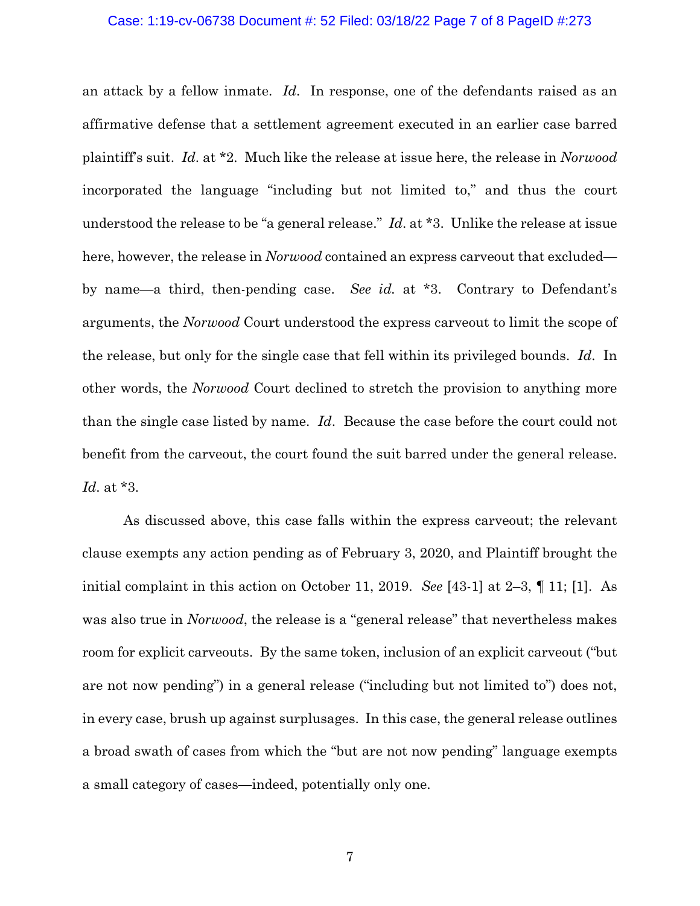an attack by a fellow inmate. *Id*. In response, one of the defendants raised as an affirmative defense that a settlement agreement executed in an earlier case barred plaintiff's suit. *Id*. at *2. Much like the release at issue here, the release in *Norwood* incorporated the language "including but not limited to," and thus the court understood the release to be "a general release." *Id*. at *3. Unlike the release at issue here, however, the release in *Norwood* contained an express carveout that excluded—by name—a third, then-pending case. *See id.* at *3. Contrary to Defendant's arguments, the *Norwood* Court understood the express carveout to limit the scope of the release, but only for the single case that fell within its privileged bounds. *Id*. In other words, the *Norwood* Court declined to stretch the provision to anything more than the single case listed by name. *Id*. Because the case before the court could not benefit from the carveout, the court found the suit barred under the general release. *Id*. at *3.

As discussed above, this case falls within the express carveout; the relevant clause exempts any action pending as of February 3, 2020, and Plaintiff brought the initial complaint in this action on October 11, 2019. *See* [43-1] at 2–3, ¶ 11; [1]. As was also true in *Norwood*, the release is a "general release" that nevertheless makes room for explicit carveouts. By the same token, inclusion of an explicit carveout ("but are not now pending") in a general release ("including but not limited to") does not, in every case, brush up against surplusages. In this case, the general release outlines a broad swath of cases from which the "but are not now pending" language exempts a small category of cases—indeed, potentially only one.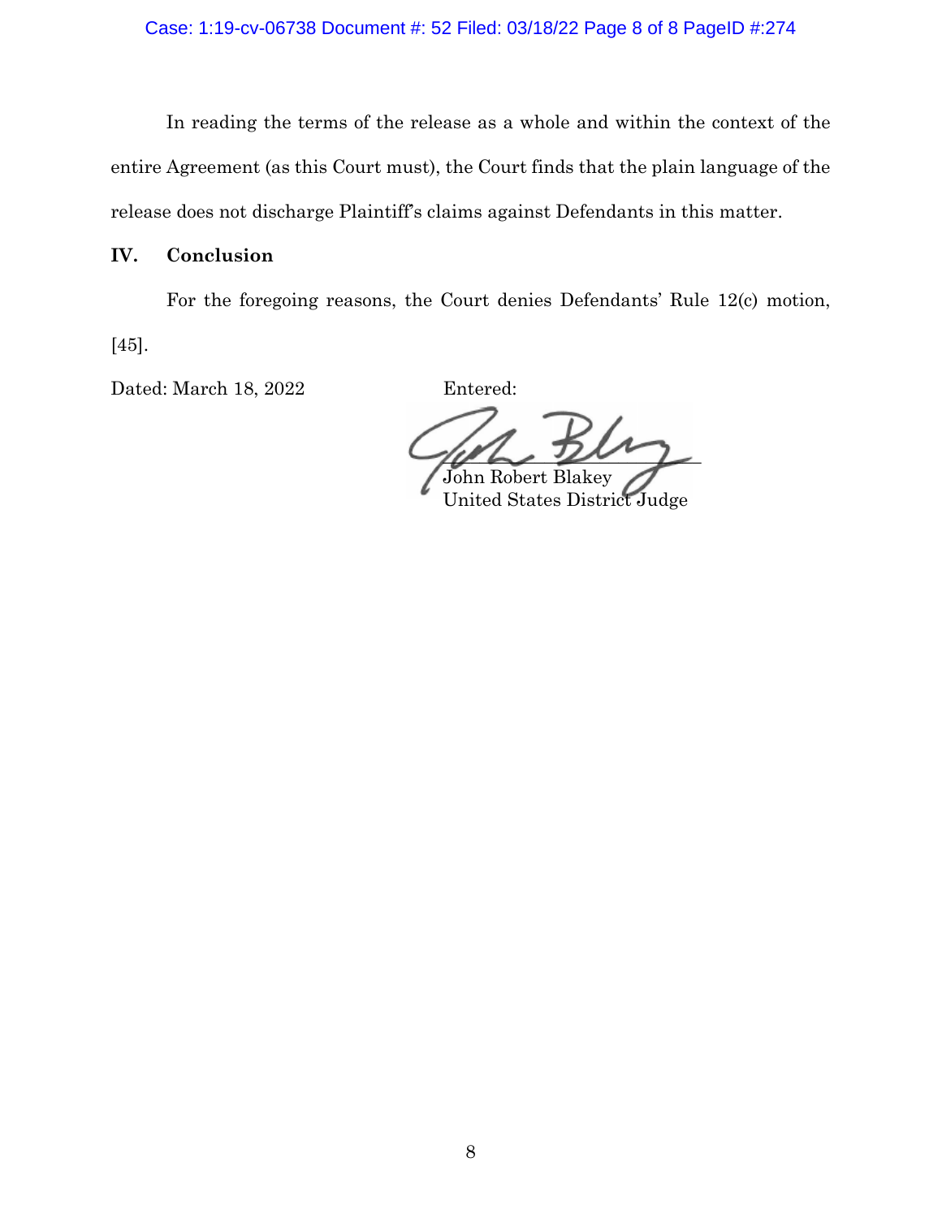In reading the terms of the release as a whole and within the context of the entire Agreement (as this Court must), the Court finds that the plain language of the release does not discharge Plaintiff's claims against Defendants in this matter.

## IV. Conclusion

For the foregoing reasons, the Court denies Defendants' Rule 12(c) motion, [45].

Dated: March 18, 2022

Entered:

John Robert Blakey
United States District Judge